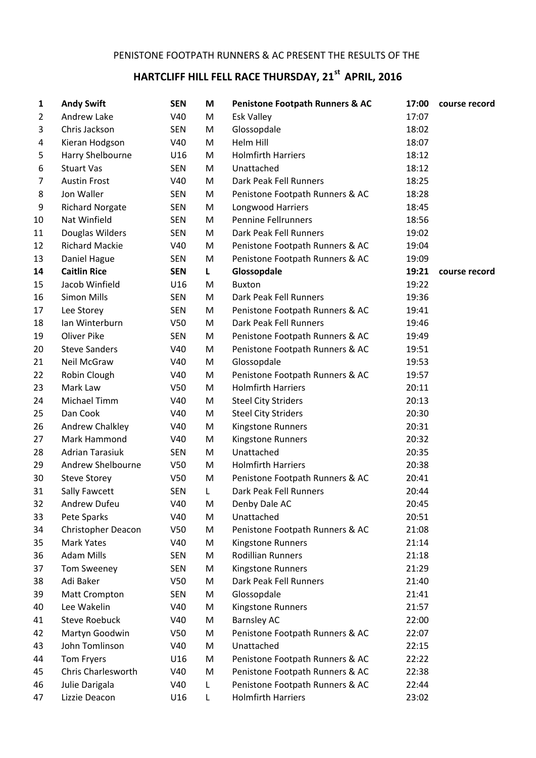PENISTONE FOOTPATH RUNNERS & AC PRESENT THE RESULTS OF THE

# HARTCLIFF HILL FELL RACE THURSDAY, 21st APRIL, 2016

| | | | | | | |
|---|---|---|---|---|---|---|
| **1** | **Andy Swift** | **SEN** | **M** | **Penistone Footpath Runners & AC** | **17:00** | **course record** |
| 2 | Andrew Lake | V40 | M | Esk Valley | 17:07 | |
| 3 | Chris Jackson | SEN | M | Glossopdale | 18:02 | |
| 4 | Kieran Hodgson | V40 | M | Helm Hill | 18:07 | |
| 5 | Harry Shelbourne | U16 | M | Holmfirth Harriers | 18:12 | |
| 6 | Stuart Vas | SEN | M | Unattached | 18:12 | |
| 7 | Austin Frost | V40 | M | Dark Peak Fell Runners | 18:25 | |
| 8 | Jon Waller | SEN | M | Penistone Footpath Runners & AC | 18:28 | |
| 9 | Richard Norgate | SEN | M | Longwood Harriers | 18:45 | |
| 10 | Nat Winfield | SEN | M | Pennine Fellrunners | 18:56 | |
| 11 | Douglas Wilders | SEN | M | Dark Peak Fell Runners | 19:02 | |
| 12 | Richard Mackie | V40 | M | Penistone Footpath Runners & AC | 19:04 | |
| 13 | Daniel Hague | SEN | M | Penistone Footpath Runners & AC | 19:09 | |
| **14** | **Caitlin Rice** | **SEN** | **L** | **Glossopdale** | **19:21** | **course record** |
| 15 | Jacob Winfield | U16 | M | Buxton | 19:22 | |
| 16 | Simon Mills | SEN | M | Dark Peak Fell Runners | 19:36 | |
| 17 | Lee Storey | SEN | M | Penistone Footpath Runners & AC | 19:41 | |
| 18 | Ian Winterburn | V50 | M | Dark Peak Fell Runners | 19:46 | |
| 19 | Oliver Pike | SEN | M | Penistone Footpath Runners & AC | 19:49 | |
| 20 | Steve Sanders | V40 | M | Penistone Footpath Runners & AC | 19:51 | |
| 21 | Neil McGraw | V40 | M | Glossopdale | 19:53 | |
| 22 | Robin Clough | V40 | M | Penistone Footpath Runners & AC | 19:57 | |
| 23 | Mark Law | V50 | M | Holmfirth Harriers | 20:11 | |
| 24 | Michael Timm | V40 | M | Steel City Striders | 20:13 | |
| 25 | Dan Cook | V40 | M | Steel City Striders | 20:30 | |
| 26 | Andrew Chalkley | V40 | M | Kingstone Runners | 20:31 | |
| 27 | Mark Hammond | V40 | M | Kingstone Runners | 20:32 | |
| 28 | Adrian Tarasiuk | SEN | M | Unattached | 20:35 | |
| 29 | Andrew Shelbourne | V50 | M | Holmfirth Harriers | 20:38 | |
| 30 | Steve Storey | V50 | M | Penistone Footpath Runners & AC | 20:41 | |
| 31 | Sally Fawcett | SEN | L | Dark Peak Fell Runners | 20:44 | |
| 32 | Andrew Dufeu | V40 | M | Denby Dale AC | 20:45 | |
| 33 | Pete Sparks | V40 | M | Unattached | 20:51 | |
| 34 | Christopher Deacon | V50 | M | Penistone Footpath Runners & AC | 21:08 | |
| 35 | Mark Yates | V40 | M | Kingstone Runners | 21:14 | |
| 36 | Adam Mills | SEN | M | Rodillian Runners | 21:18 | |
| 37 | Tom Sweeney | SEN | M | Kingstone Runners | 21:29 | |
| 38 | Adi Baker | V50 | M | Dark Peak Fell Runners | 21:40 | |
| 39 | Matt Crompton | SEN | M | Glossopdale | 21:41 | |
| 40 | Lee Wakelin | V40 | M | Kingstone Runners | 21:57 | |
| 41 | Steve Roebuck | V40 | M | Barnsley AC | 22:00 | |
| 42 | Martyn Goodwin | V50 | M | Penistone Footpath Runners & AC | 22:07 | |
| 43 | John Tomlinson | V40 | M | Unattached | 22:15 | |
| 44 | Tom Fryers | U16 | M | Penistone Footpath Runners & AC | 22:22 | |
| 45 | Chris Charlesworth | V40 | M | Penistone Footpath Runners & AC | 22:38 | |
| 46 | Julie Darigala | V40 | L | Penistone Footpath Runners & AC | 22:44 | |
| 47 | Lizzie Deacon | U16 | L | Holmfirth Harriers | 23:02 | |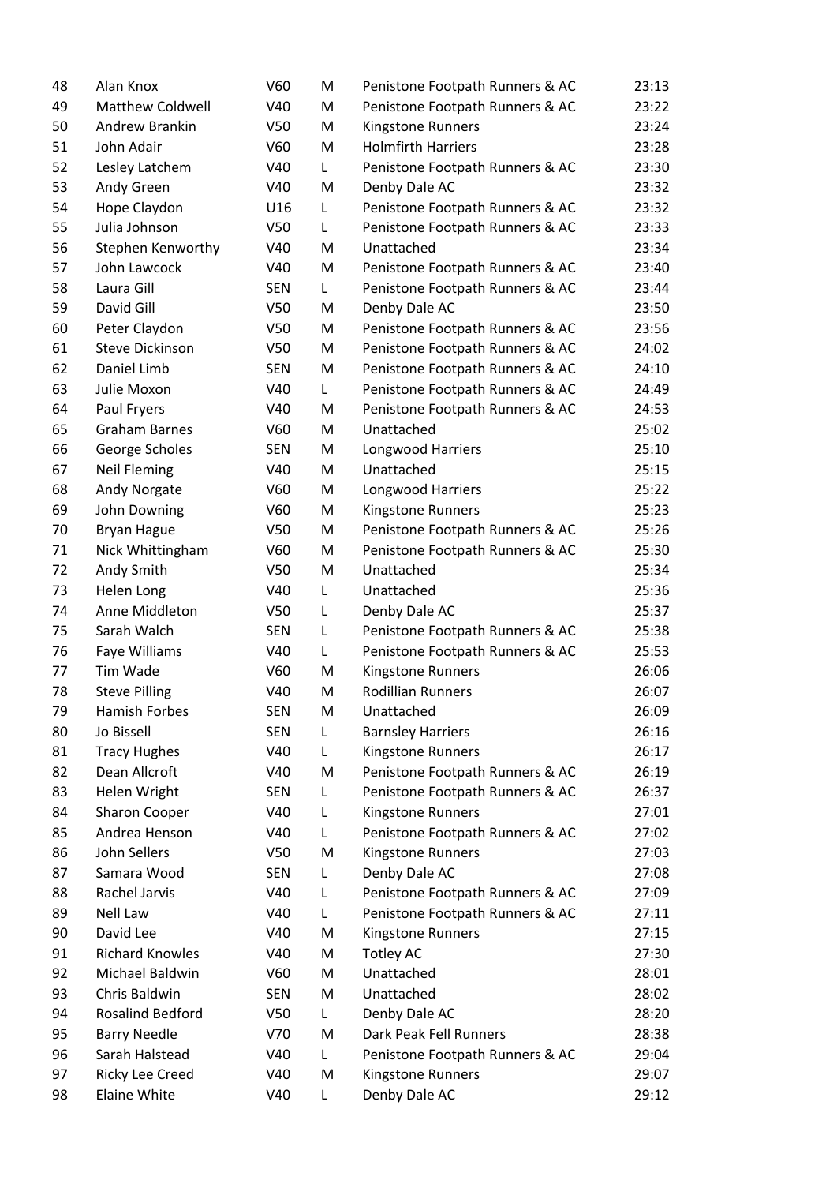| | | | | | |
|---|---|---|---|---|---|
| 48 | Alan Knox | V60 | M | Penistone Footpath Runners & AC | 23:13 |
| 49 | Matthew Coldwell | V40 | M | Penistone Footpath Runners & AC | 23:22 |
| 50 | Andrew Brankin | V50 | M | Kingstone Runners | 23:24 |
| 51 | John Adair | V60 | M | Holmfirth Harriers | 23:28 |
| 52 | Lesley Latchem | V40 | L | Penistone Footpath Runners & AC | 23:30 |
| 53 | Andy Green | V40 | M | Denby Dale AC | 23:32 |
| 54 | Hope Claydon | U16 | L | Penistone Footpath Runners & AC | 23:32 |
| 55 | Julia Johnson | V50 | L | Penistone Footpath Runners & AC | 23:33 |
| 56 | Stephen Kenworthy | V40 | M | Unattached | 23:34 |
| 57 | John Lawcock | V40 | M | Penistone Footpath Runners & AC | 23:40 |
| 58 | Laura Gill | SEN | L | Penistone Footpath Runners & AC | 23:44 |
| 59 | David Gill | V50 | M | Denby Dale AC | 23:50 |
| 60 | Peter Claydon | V50 | M | Penistone Footpath Runners & AC | 23:56 |
| 61 | Steve Dickinson | V50 | M | Penistone Footpath Runners & AC | 24:02 |
| 62 | Daniel Limb | SEN | M | Penistone Footpath Runners & AC | 24:10 |
| 63 | Julie Moxon | V40 | L | Penistone Footpath Runners & AC | 24:49 |
| 64 | Paul Fryers | V40 | M | Penistone Footpath Runners & AC | 24:53 |
| 65 | Graham Barnes | V60 | M | Unattached | 25:02 |
| 66 | George Scholes | SEN | M | Longwood Harriers | 25:10 |
| 67 | Neil Fleming | V40 | M | Unattached | 25:15 |
| 68 | Andy Norgate | V60 | M | Longwood Harriers | 25:22 |
| 69 | John Downing | V60 | M | Kingstone Runners | 25:23 |
| 70 | Bryan Hague | V50 | M | Penistone Footpath Runners & AC | 25:26 |
| 71 | Nick Whittingham | V60 | M | Penistone Footpath Runners & AC | 25:30 |
| 72 | Andy Smith | V50 | M | Unattached | 25:34 |
| 73 | Helen Long | V40 | L | Unattached | 25:36 |
| 74 | Anne Middleton | V50 | L | Denby Dale AC | 25:37 |
| 75 | Sarah Walch | SEN | L | Penistone Footpath Runners & AC | 25:38 |
| 76 | Faye Williams | V40 | L | Penistone Footpath Runners & AC | 25:53 |
| 77 | Tim Wade | V60 | M | Kingstone Runners | 26:06 |
| 78 | Steve Pilling | V40 | M | Rodillian Runners | 26:07 |
| 79 | Hamish Forbes | SEN | M | Unattached | 26:09 |
| 80 | Jo Bissell | SEN | L | Barnsley Harriers | 26:16 |
| 81 | Tracy Hughes | V40 | L | Kingstone Runners | 26:17 |
| 82 | Dean Allcroft | V40 | M | Penistone Footpath Runners & AC | 26:19 |
| 83 | Helen Wright | SEN | L | Penistone Footpath Runners & AC | 26:37 |
| 84 | Sharon Cooper | V40 | L | Kingstone Runners | 27:01 |
| 85 | Andrea Henson | V40 | L | Penistone Footpath Runners & AC | 27:02 |
| 86 | John Sellers | V50 | M | Kingstone Runners | 27:03 |
| 87 | Samara Wood | SEN | L | Denby Dale AC | 27:08 |
| 88 | Rachel Jarvis | V40 | L | Penistone Footpath Runners & AC | 27:09 |
| 89 | Nell Law | V40 | L | Penistone Footpath Runners & AC | 27:11 |
| 90 | David Lee | V40 | M | Kingstone Runners | 27:15 |
| 91 | Richard Knowles | V40 | M | Totley AC | 27:30 |
| 92 | Michael Baldwin | V60 | M | Unattached | 28:01 |
| 93 | Chris Baldwin | SEN | M | Unattached | 28:02 |
| 94 | Rosalind Bedford | V50 | L | Denby Dale AC | 28:20 |
| 95 | Barry Needle | V70 | M | Dark Peak Fell Runners | 28:38 |
| 96 | Sarah Halstead | V40 | L | Penistone Footpath Runners & AC | 29:04 |
| 97 | Ricky Lee Creed | V40 | M | Kingstone Runners | 29:07 |
| 98 | Elaine White | V40 | L | Denby Dale AC | 29:12 |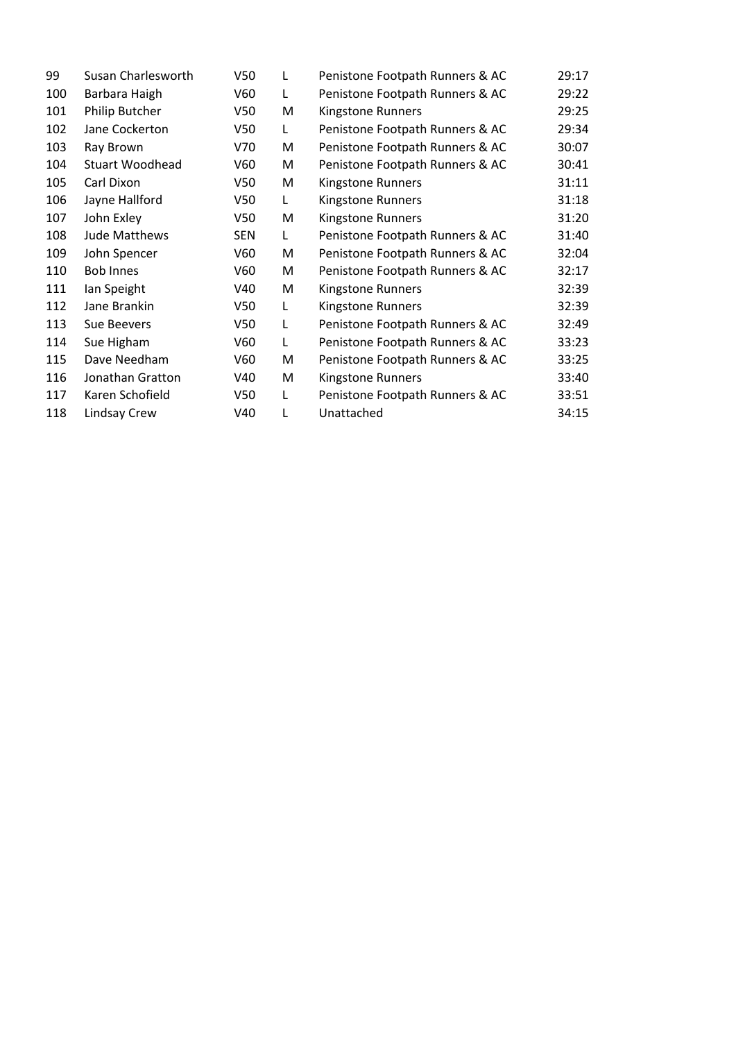| | | | | | |
|---|---|---|---|---|---|
| 99 | Susan Charlesworth | V50 | L | Penistone Footpath Runners & AC | 29:17 |
| 100 | Barbara Haigh | V60 | L | Penistone Footpath Runners & AC | 29:22 |
| 101 | Philip Butcher | V50 | M | Kingstone Runners | 29:25 |
| 102 | Jane Cockerton | V50 | L | Penistone Footpath Runners & AC | 29:34 |
| 103 | Ray Brown | V70 | M | Penistone Footpath Runners & AC | 30:07 |
| 104 | Stuart Woodhead | V60 | M | Penistone Footpath Runners & AC | 30:41 |
| 105 | Carl Dixon | V50 | M | Kingstone Runners | 31:11 |
| 106 | Jayne Hallford | V50 | L | Kingstone Runners | 31:18 |
| 107 | John Exley | V50 | M | Kingstone Runners | 31:20 |
| 108 | Jude Matthews | SEN | L | Penistone Footpath Runners & AC | 31:40 |
| 109 | John Spencer | V60 | M | Penistone Footpath Runners & AC | 32:04 |
| 110 | Bob Innes | V60 | M | Penistone Footpath Runners & AC | 32:17 |
| 111 | Ian Speight | V40 | M | Kingstone Runners | 32:39 |
| 112 | Jane Brankin | V50 | L | Kingstone Runners | 32:39 |
| 113 | Sue Beevers | V50 | L | Penistone Footpath Runners & AC | 32:49 |
| 114 | Sue Higham | V60 | L | Penistone Footpath Runners & AC | 33:23 |
| 115 | Dave Needham | V60 | M | Penistone Footpath Runners & AC | 33:25 |
| 116 | Jonathan Gratton | V40 | M | Kingstone Runners | 33:40 |
| 117 | Karen Schofield | V50 | L | Penistone Footpath Runners & AC | 33:51 |
| 118 | Lindsay Crew | V40 | L | Unattached | 34:15 |